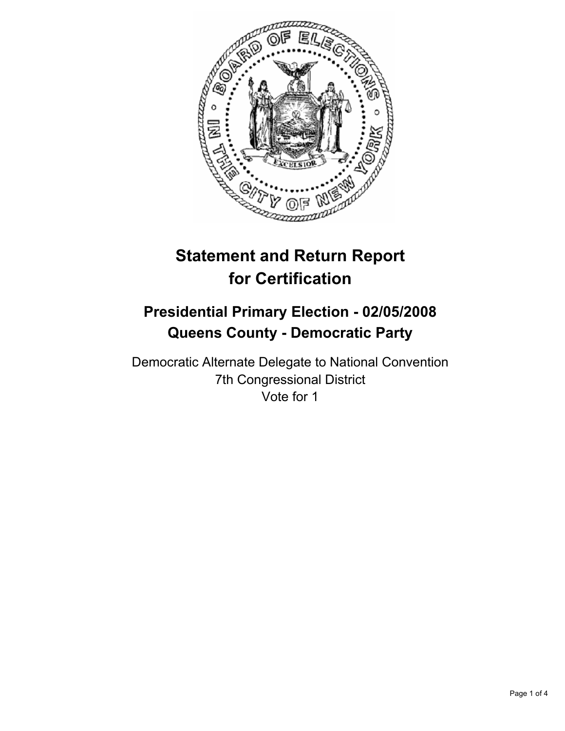# Statement and Return Report for Certification

## Presidential Primary Election - 02/05/2008
## Queens County - Democratic Party

Democratic Alternate Delegate to National Convention
7th Congressional District
Vote for 1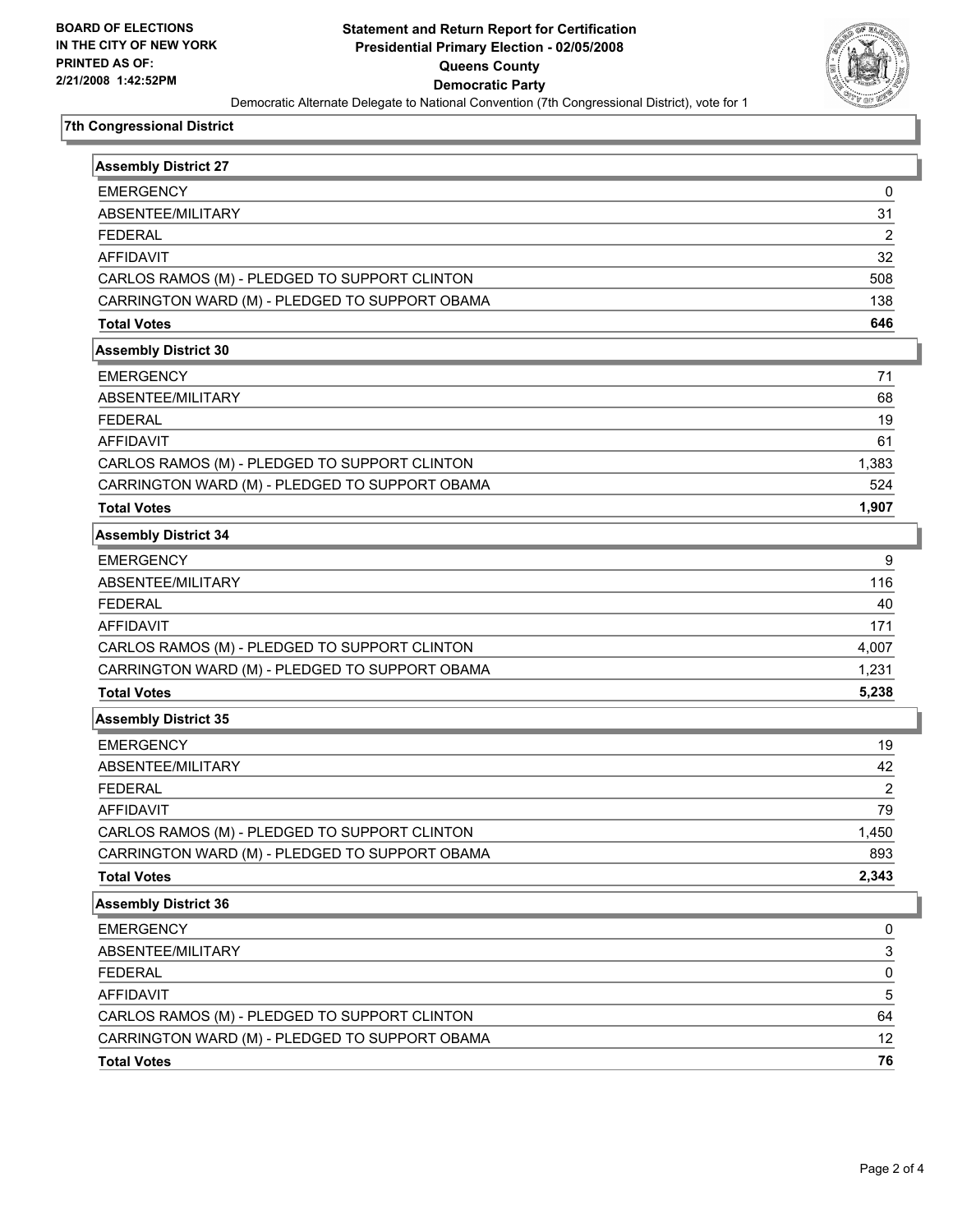**BOARD OF ELECTIONS IN THE CITY OF NEW YORK PRINTED AS OF: 2/21/2008 1:42:52PM**

# Statement and Return Report for Certification
## Presidential Primary Election - 02/05/2008
## Queens County
## Democratic Party

Democratic Alternate Delegate to National Convention (7th Congressional District), vote for 1

### 7th Congressional District

| Assembly District 27 | |
|---|---|
| EMERGENCY | 0 |
| ABSENTEE/MILITARY | 31 |
| FEDERAL | 2 |
| AFFIDAVIT | 32 |
| CARLOS RAMOS (M) - PLEDGED TO SUPPORT CLINTON | 508 |
| CARRINGTON WARD (M) - PLEDGED TO SUPPORT OBAMA | 138 |
| **Total Votes** | **646** |

| Assembly District 30 | |
|---|---|
| EMERGENCY | 71 |
| ABSENTEE/MILITARY | 68 |
| FEDERAL | 19 |
| AFFIDAVIT | 61 |
| CARLOS RAMOS (M) - PLEDGED TO SUPPORT CLINTON | 1,383 |
| CARRINGTON WARD (M) - PLEDGED TO SUPPORT OBAMA | 524 |
| **Total Votes** | **1,907** |

| Assembly District 34 | |
|---|---|
| EMERGENCY | 9 |
| ABSENTEE/MILITARY | 116 |
| FEDERAL | 40 |
| AFFIDAVIT | 171 |
| CARLOS RAMOS (M) - PLEDGED TO SUPPORT CLINTON | 4,007 |
| CARRINGTON WARD (M) - PLEDGED TO SUPPORT OBAMA | 1,231 |
| **Total Votes** | **5,238** |

| Assembly District 35 | |
|---|---|
| EMERGENCY | 19 |
| ABSENTEE/MILITARY | 42 |
| FEDERAL | 2 |
| AFFIDAVIT | 79 |
| CARLOS RAMOS (M) - PLEDGED TO SUPPORT CLINTON | 1,450 |
| CARRINGTON WARD (M) - PLEDGED TO SUPPORT OBAMA | 893 |
| **Total Votes** | **2,343** |

| Assembly District 36 | |
|---|---|
| EMERGENCY | 0 |
| ABSENTEE/MILITARY | 3 |
| FEDERAL | 0 |
| AFFIDAVIT | 5 |
| CARLOS RAMOS (M) - PLEDGED TO SUPPORT CLINTON | 64 |
| CARRINGTON WARD (M) - PLEDGED TO SUPPORT OBAMA | 12 |
| **Total Votes** | **76** |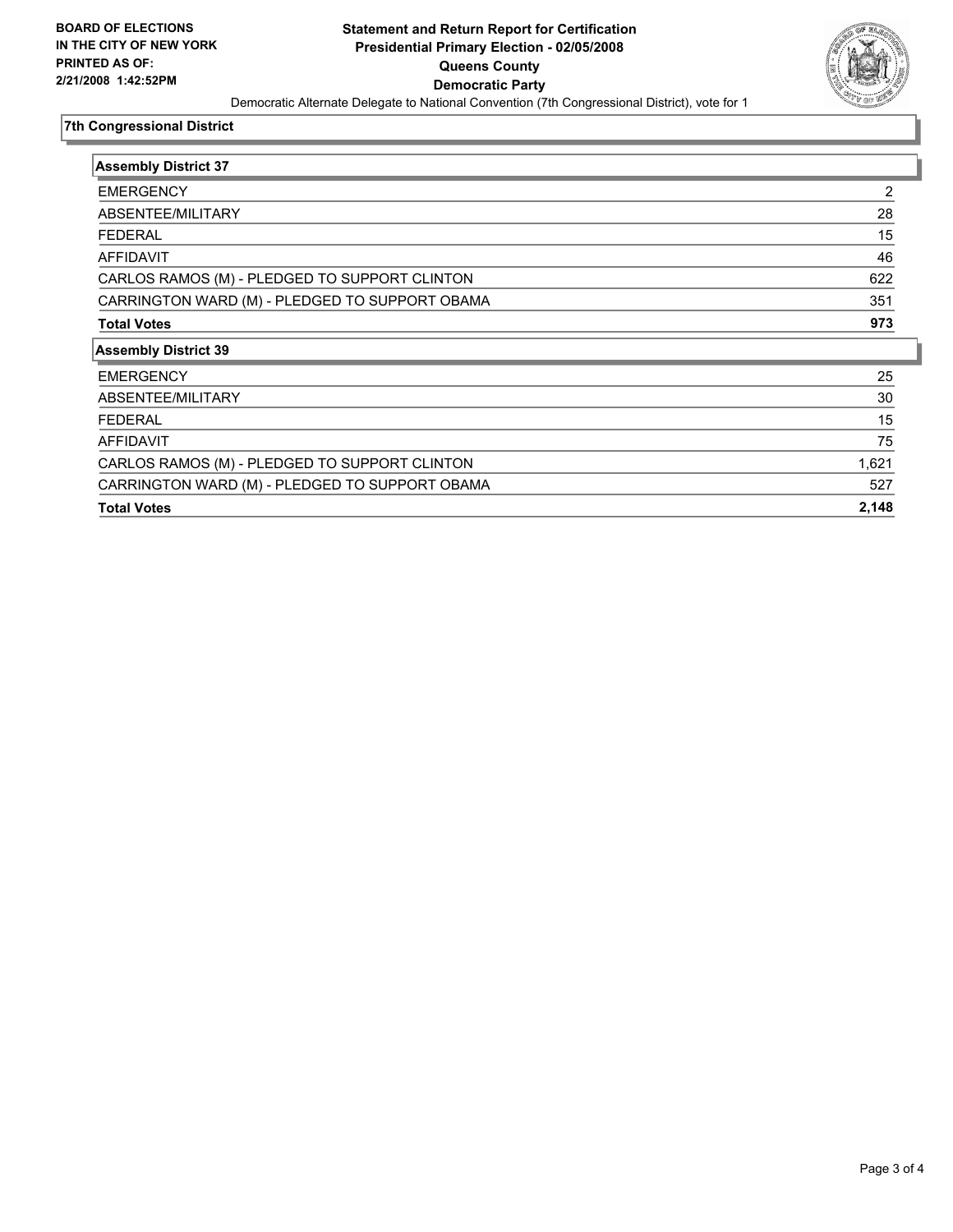**BOARD OF ELECTIONS IN THE CITY OF NEW YORK PRINTED AS OF: 2/21/2008 1:42:52PM**

# Statement and Return Report for Certification
## Presidential Primary Election - 02/05/2008
## Queens County
## Democratic Party

Democratic Alternate Delegate to National Convention (7th Congressional District), vote for 1

### 7th Congressional District

| Assembly District 37 | |
|---|---|
| EMERGENCY | 2 |
| ABSENTEE/MILITARY | 28 |
| FEDERAL | 15 |
| AFFIDAVIT | 46 |
| CARLOS RAMOS (M) - PLEDGED TO SUPPORT CLINTON | 622 |
| CARRINGTON WARD (M) - PLEDGED TO SUPPORT OBAMA | 351 |
| **Total Votes** | **973** |

| Assembly District 39 | |
|---|---|
| EMERGENCY | 25 |
| ABSENTEE/MILITARY | 30 |
| FEDERAL | 15 |
| AFFIDAVIT | 75 |
| CARLOS RAMOS (M) - PLEDGED TO SUPPORT CLINTON | 1,621 |
| CARRINGTON WARD (M) - PLEDGED TO SUPPORT OBAMA | 527 |
| **Total Votes** | **2,148** |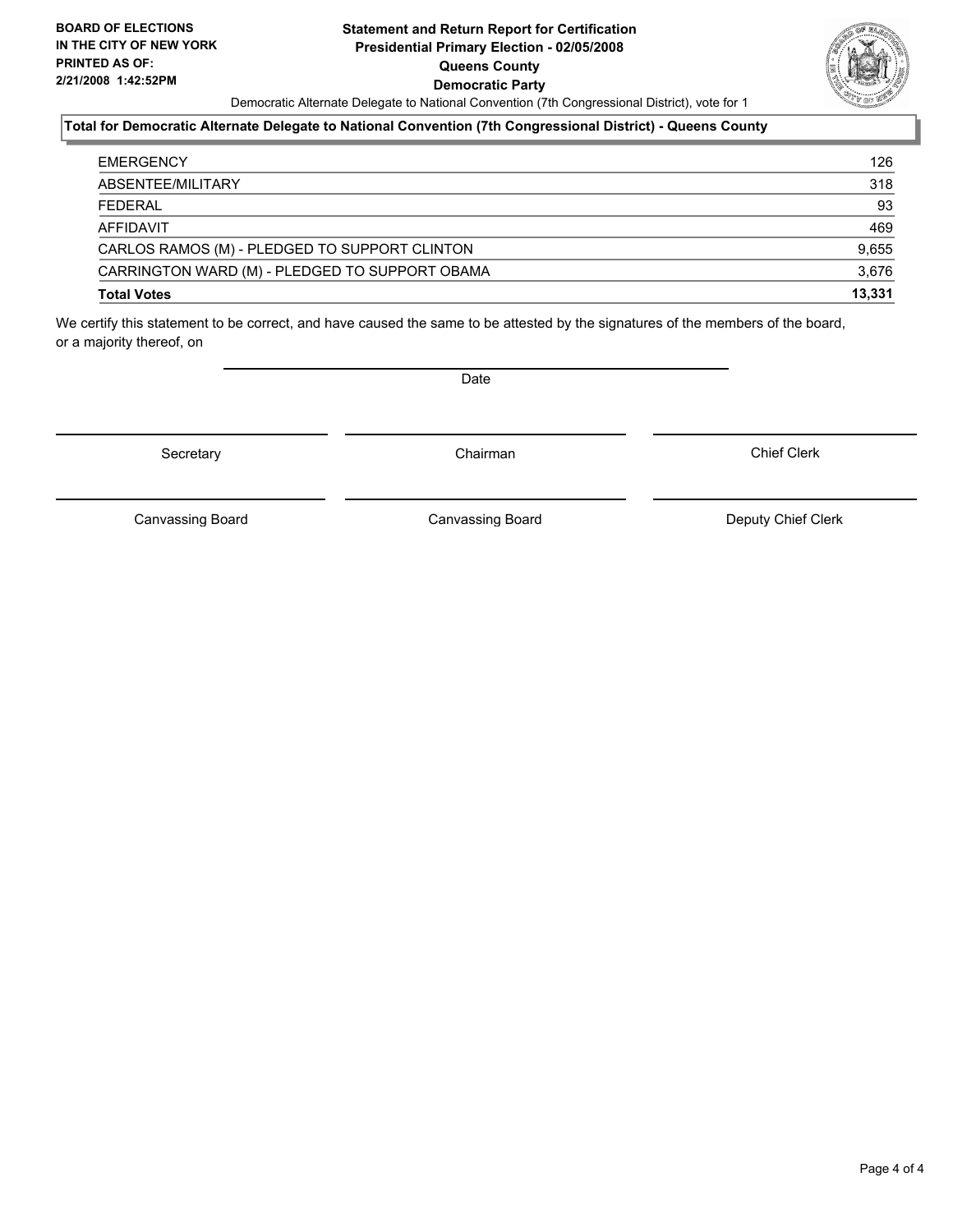**BOARD OF ELECTIONS IN THE CITY OF NEW YORK PRINTED AS OF: 2/21/2008 1:42:52PM**

# Statement and Return Report for Certification
## Presidential Primary Election - 02/05/2008
## Queens County
## Democratic Party

Democratic Alternate Delegate to National Convention (7th Congressional District), vote for 1

**Total for Democratic Alternate Delegate to National Convention (7th Congressional District) - Queens County**

| | |
|---|---|
| EMERGENCY | 126 |
| ABSENTEE/MILITARY | 318 |
| FEDERAL | 93 |
| AFFIDAVIT | 469 |
| CARLOS RAMOS (M) - PLEDGED TO SUPPORT CLINTON | 9,655 |
| CARRINGTON WARD (M) - PLEDGED TO SUPPORT OBAMA | 3,676 |
| **Total Votes** | **13,331** |

We certify this statement to be correct, and have caused the same to be attested by the signatures of the members of the board, or a majority thereof, on

Date

Secretary

Chairman

Chief Clerk

Canvassing Board

Canvassing Board

Deputy Chief Clerk